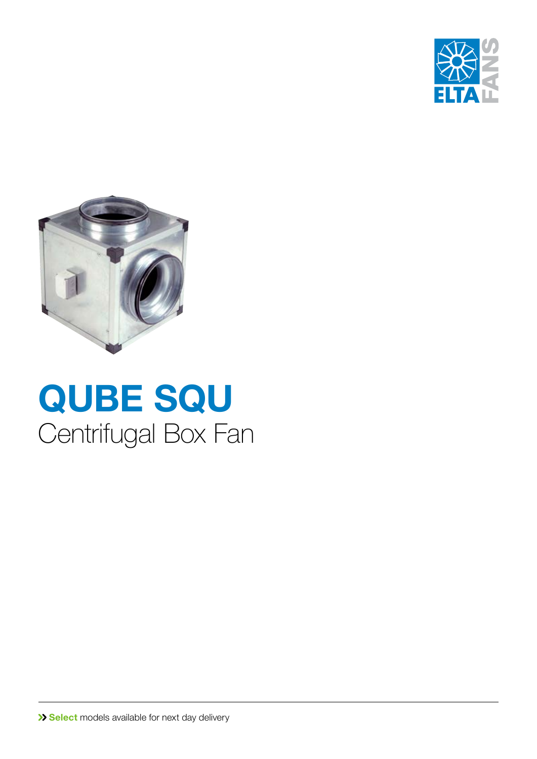# QUBE SQU

## Centrifugal Box Fan

» **Select** models available for next day delivery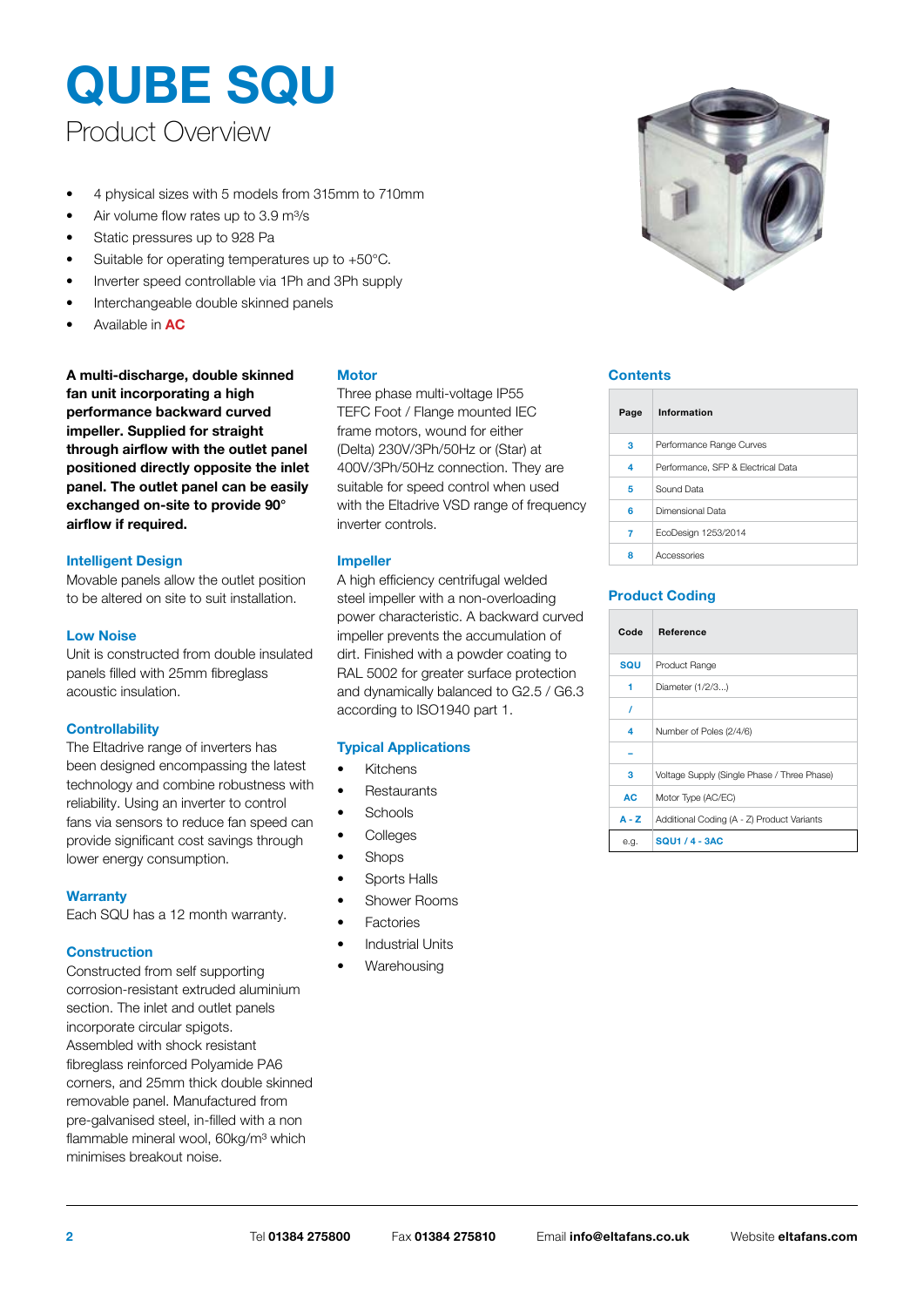# QUBE SQU

## Product Overview

- 4 physical sizes with 5 models from 315mm to 710mm
- Air volume flow rates up to 3.9 m³/s
- Static pressures up to 928 Pa
- Suitable for operating temperatures up to +50°C.
- Inverter speed controllable via 1Ph and 3Ph supply
- Interchangeable double skinned panels
- Available in **AC**

**A multi-discharge, double skinned fan unit incorporating a high performance backward curved impeller. Supplied for straight through airflow with the outlet panel positioned directly opposite the inlet panel. The outlet panel can be easily exchanged on-site to provide 90° airflow if required.**

### Intelligent Design

Movable panels allow the outlet position to be altered on site to suit installation.

### Low Noise

Unit is constructed from double insulated panels filled with 25mm fibreglass acoustic insulation.

### Controllability

The Eltadrive range of inverters has been designed encompassing the latest technology and combine robustness with reliability. Using an inverter to control fans via sensors to reduce fan speed can provide significant cost savings through lower energy consumption.

### Warranty

Each SQU has a 12 month warranty.

### Construction

Constructed from self supporting corrosion-resistant extruded aluminium section. The inlet and outlet panels incorporate circular spigots. Assembled with shock resistant fibreglass reinforced Polyamide PA6 corners, and 25mm thick double skinned removable panel. Manufactured from pre-galvanised steel, in-filled with a non flammable mineral wool, 60kg/m³ which minimises breakout noise.

### Motor

Three phase multi-voltage IP55 TEFC Foot / Flange mounted IEC frame motors, wound for either (Delta) 230V/3Ph/50Hz or (Star) at 400V/3Ph/50Hz connection. They are suitable for speed control when used with the Eltadrive VSD range of frequency inverter controls.

### Impeller

A high efficiency centrifugal welded steel impeller with a non-overloading power characteristic. A backward curved impeller prevents the accumulation of dirt. Finished with a powder coating to RAL 5002 for greater surface protection and dynamically balanced to G2.5 / G6.3 according to ISO1940 part 1.

### Typical Applications

- Kitchens
- Restaurants
- Schools
- Colleges
- Shops
- Sports Halls
- Shower Rooms
- Factories
- Industrial Units
- Warehousing

### Contents

| Page | Information |
|---|---|
| 3 | Performance Range Curves |
| 4 | Performance, SFP & Electrical Data |
| 5 | Sound Data |
| 6 | Dimensional Data |
| 7 | EcoDesign 1253/2014 |
| 8 | Accessories |

### Product Coding

| Code | Reference |
|---|---|
| SQU | Product Range |
| 1 | Diameter (1/2/3...) |
| / | |
| 4 | Number of Poles (2/4/6) |
| - | |
| 3 | Voltage Supply (Single Phase / Three Phase) |
| AC | Motor Type (AC/EC) |
| A - Z | Additional Coding (A - Z) Product Variants |
| e.g. | SQU1 / 4 - 3AC |

Tel **01384 275800** Fax **01384 275810** Email **info@eltafans.co.uk** Website **eltafans.com**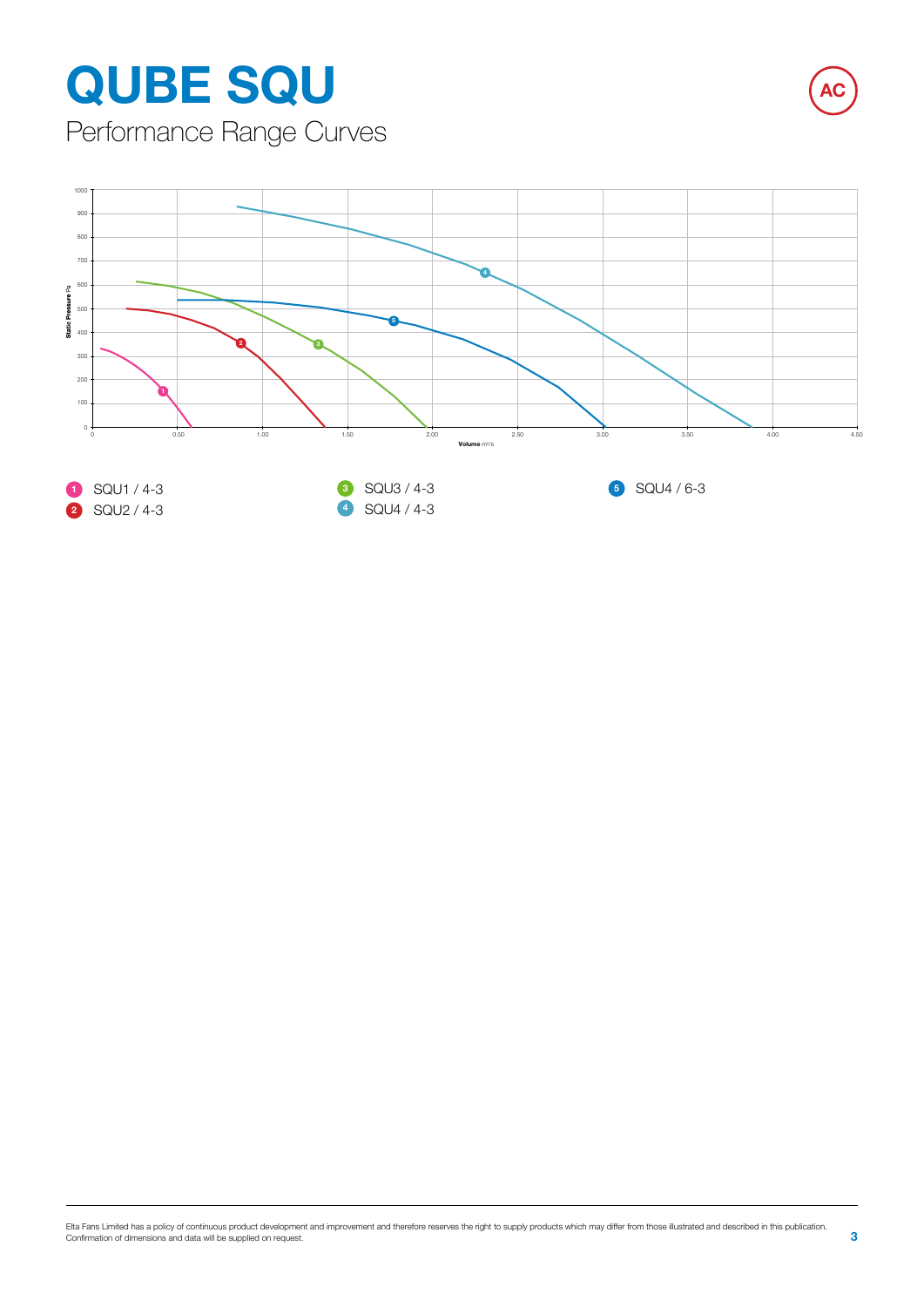# QUBE SQU

## Performance Range Curves

AC

Static Pressure Pa

1000, 900, 800, 700, 600, 500, 400, 300, 200, 100, 0

0, 0.50, 1.00, 1.50, 2.00, 2.50, 3.00, 3.50, 4.00, 4.50

**Volume** m³/s

1. SQU1 / 4-3
2. SQU2 / 4-3
3. SQU3 / 4-3
4. SQU4 / 4-3
5. SQU4 / 6-3

Elta Fans Limited has a policy of continuous product development and improvement and therefore reserves the right to supply products which may differ from those illustrated and described in this publication. Confirmation of dimensions and data will be supplied on request.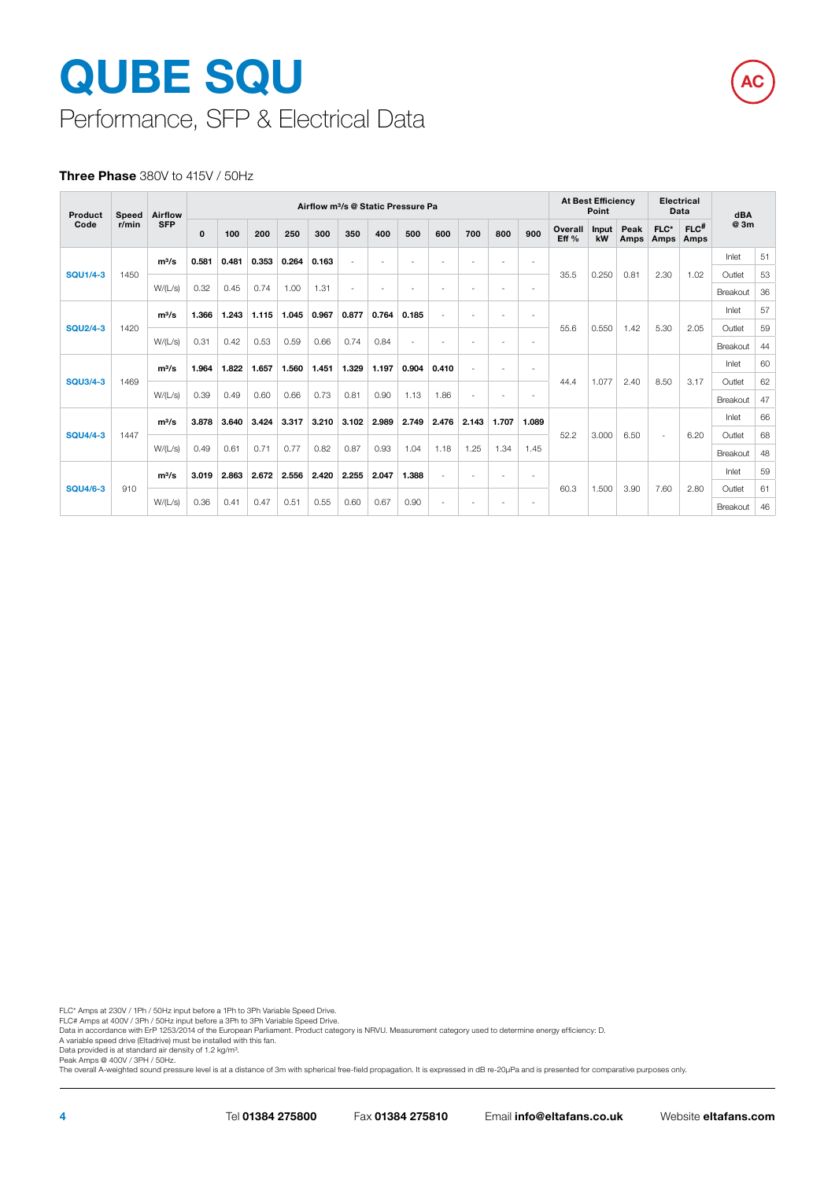# QUBE SQU

## Performance, SFP & Electrical Data

**Three Phase** 380V to 415V / 50Hz

| Product Code | Speed r/min | Airflow SFP | Airflow m³/s @ Static Pressure Pa | | | | | | | | | | | | At Best Efficiency Point | | | Electrical Data | | dBA @ 3m | |
|---|---|---|---|---|---|---|---|---|---|---|---|---|---|---|---|---|---|---|---|---|---|
| | | | 0 | 100 | 200 | 250 | 300 | 350 | 400 | 500 | 600 | 700 | 800 | 900 | Overall Eff % | Input kW | Peak Amps | FLC* Amps | FLC# Amps | | |
| SQU1/4-3 | 1450 | m³/s | 0.581 | 0.481 | 0.353 | 0.264 | 0.163 | - | - | - | - | - | - | - | 35.5 | 0.250 | 0.81 | 2.30 | 1.02 | Inlet | 51 |
| | | W/(L/s) | 0.32 | 0.45 | 0.74 | 1.00 | 1.31 | - | - | - | - | - | - | - | | | | | | Outlet | 53 |
| | | | | | | | | | | | | | | | | | | | | Breakout | 36 |
| SQU2/4-3 | 1420 | m³/s | 1.366 | 1.243 | 1.115 | 1.045 | 0.967 | 0.877 | 0.764 | 0.185 | - | - | - | - | 55.6 | 0.550 | 1.42 | 5.30 | 2.05 | Inlet | 57 |
| | | W/(L/s) | 0.31 | 0.42 | 0.53 | 0.59 | 0.66 | 0.74 | 0.84 | - | - | - | - | - | | | | | | Outlet | 59 |
| | | | | | | | | | | | | | | | | | | | | Breakout | 44 |
| SQU3/4-3 | 1469 | m³/s | 1.964 | 1.822 | 1.657 | 1.560 | 1.451 | 1.329 | 1.197 | 0.904 | 0.410 | - | - | - | 44.4 | 1.077 | 2.40 | 8.50 | 3.17 | Inlet | 60 |
| | | W/(L/s) | 0.39 | 0.49 | 0.60 | 0.66 | 0.73 | 0.81 | 0.90 | 1.13 | 1.86 | - | - | - | | | | | | Outlet | 62 |
| | | | | | | | | | | | | | | | | | | | | Breakout | 47 |
| SQU4/4-3 | 1447 | m³/s | 3.878 | 3.640 | 3.424 | 3.317 | 3.210 | 3.102 | 2.989 | 2.749 | 2.476 | 2.143 | 1.707 | 1.089 | 52.2 | 3.000 | 6.50 | - | 6.20 | Inlet | 66 |
| | | W/(L/s) | 0.49 | 0.61 | 0.71 | 0.77 | 0.82 | 0.87 | 0.93 | 1.04 | 1.18 | 1.25 | 1.34 | 1.45 | | | | | | Outlet | 68 |
| | | | | | | | | | | | | | | | | | | | | Breakout | 48 |
| SQU4/6-3 | 910 | m³/s | 3.019 | 2.863 | 2.672 | 2.556 | 2.420 | 2.255 | 2.047 | 1.388 | - | - | - | - | 60.3 | 1.500 | 3.90 | 7.60 | 2.80 | Inlet | 59 |
| | | W/(L/s) | 0.36 | 0.41 | 0.47 | 0.51 | 0.55 | 0.60 | 0.67 | 0.90 | - | - | - | - | | | | | | Outlet | 61 |
| | | | | | | | | | | | | | | | | | | | | Breakout | 46 |

FLC* Amps at 230V / 1Ph / 50Hz input before a 1Ph to 3Ph Variable Speed Drive.
FLC# Amps at 400V / 3Ph / 50Hz input before a 3Ph to 3Ph Variable Speed Drive.
Data in accordance with ErP 1253/2014 of the European Parliament. Product category is NRVU. Measurement category used to determine energy efficiency: D.
A variable speed drive (Eltadrive) must be installed with this fan.
Data provided is at standard air density of 1.2 kg/m³.
Peak Amps @ 400V / 3PH / 50Hz.
The overall A-weighted sound pressure level is at a distance of 3m with spherical free-field propagation. It is expressed in dB re-20μPa and is presented for comparative purposes only.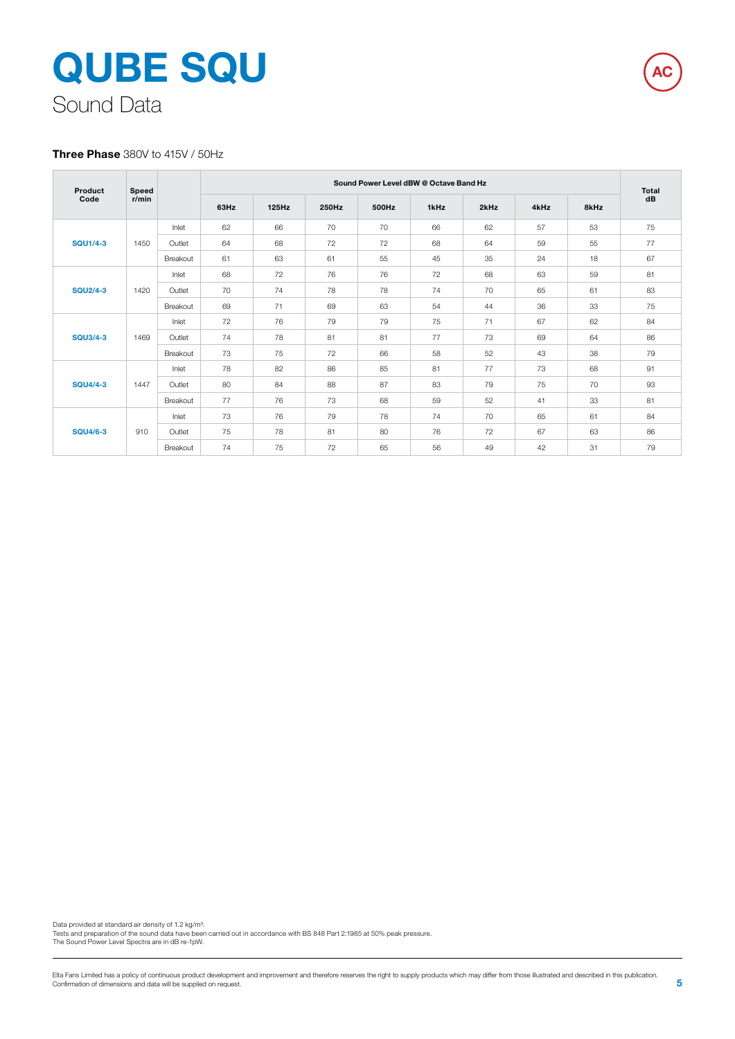# QUBE SQU

## Sound Data

AC

**Three Phase** 380V to 415V / 50Hz

| Product Code | Speed r/min | | Sound Power Level dBW @ Octave Band Hz | | | | | | | | Total dB |
|---|---|---|---|---|---|---|---|---|---|---|---|
| | | | 63Hz | 125Hz | 250Hz | 500Hz | 1kHz | 2kHz | 4kHz | 8kHz | |
| SQU1/4-3 | 1450 | Inlet | 62 | 66 | 70 | 70 | 66 | 62 | 57 | 53 | 75 |
| | | Outlet | 64 | 68 | 72 | 72 | 68 | 64 | 59 | 55 | 77 |
| | | Breakout | 61 | 63 | 61 | 55 | 45 | 35 | 24 | 18 | 67 |
| SQU2/4-3 | 1420 | Inlet | 68 | 72 | 76 | 76 | 72 | 68 | 63 | 59 | 81 |
| | | Outlet | 70 | 74 | 78 | 78 | 74 | 70 | 65 | 61 | 83 |
| | | Breakout | 69 | 71 | 69 | 63 | 54 | 44 | 36 | 33 | 75 |
| SQU3/4-3 | 1469 | Inlet | 72 | 76 | 79 | 79 | 75 | 71 | 67 | 62 | 84 |
| | | Outlet | 74 | 78 | 81 | 81 | 77 | 73 | 69 | 64 | 86 |
| | | Breakout | 73 | 75 | 72 | 66 | 58 | 52 | 43 | 38 | 79 |
| SQU4/4-3 | 1447 | Inlet | 78 | 82 | 86 | 85 | 81 | 77 | 73 | 68 | 91 |
| | | Outlet | 80 | 84 | 88 | 87 | 83 | 79 | 75 | 70 | 93 |
| | | Breakout | 77 | 76 | 73 | 68 | 59 | 52 | 41 | 33 | 81 |
| SQU4/6-3 | 910 | Inlet | 73 | 76 | 79 | 78 | 74 | 70 | 65 | 61 | 84 |
| | | Outlet | 75 | 78 | 81 | 80 | 76 | 72 | 67 | 63 | 86 |
| | | Breakout | 74 | 75 | 72 | 65 | 56 | 49 | 42 | 31 | 79 |

Data provided at standard air density of 1.2 kg/m³.
Tests and preparation of the sound data have been carried out in accordance with BS 848 Part 2:1985 at 50% peak pressure.
The Sound Power Level Spectra are in dB re-1pW.

Elta Fans Limited has a policy of continuous product development and improvement and therefore reserves the right to supply products which may differ from those illustrated and described in this publication. Confirmation of dimensions and data will be supplied on request.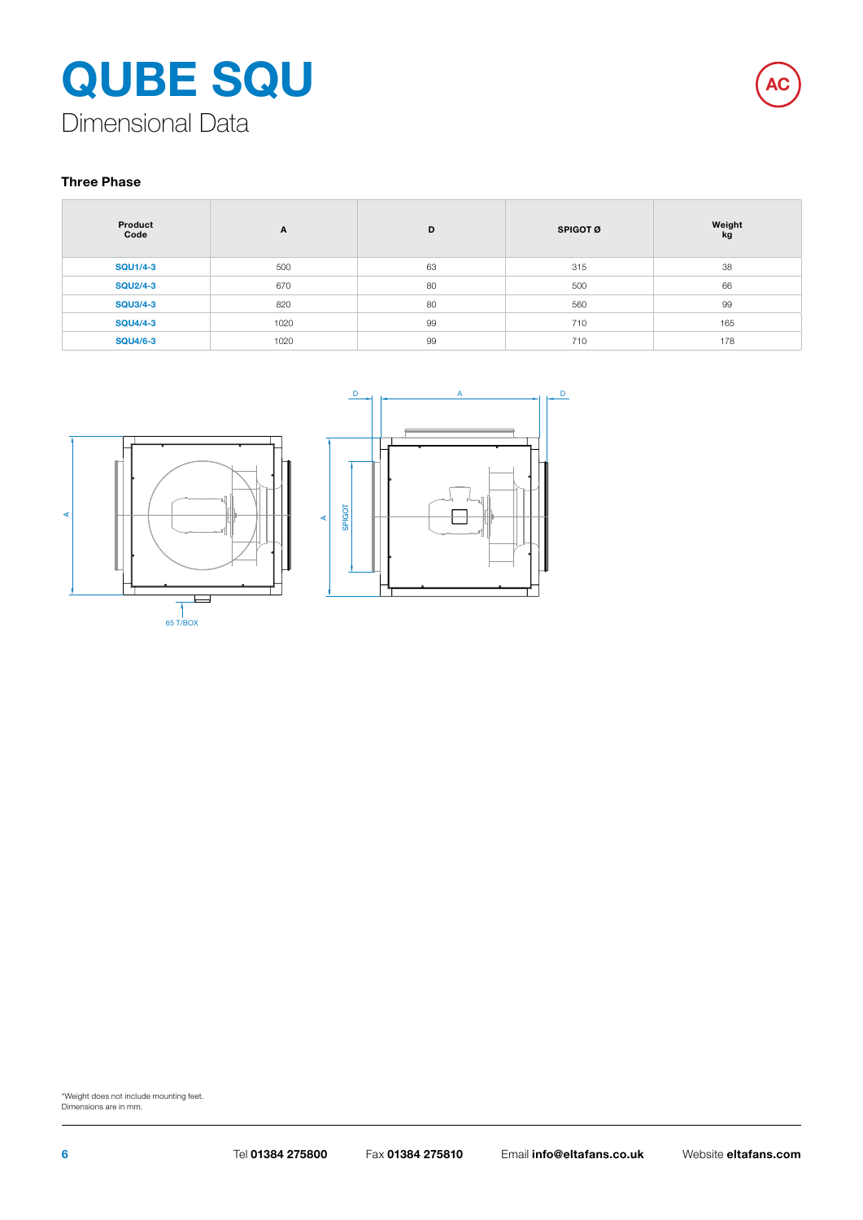# QUBE SQU

## Dimensional Data

### Three Phase

| Product Code | A | D | SPIGOT Ø | Weight kg |
|---|---|---|---|---|
| SQU1/4-3 | 500 | 63 | 315 | 38 |
| SQU2/4-3 | 670 | 80 | 500 | 66 |
| SQU3/4-3 | 820 | 80 | 560 | 99 |
| SQU4/4-3 | 1020 | 99 | 710 | 165 |
| SQU4/6-3 | 1020 | 99 | 710 | 178 |

A

65 T/BOX

D A D

A SPIGOT

*Weight does not include mounting feet.
Dimensions are in mm.

Tel **01384 275800** Fax **01384 275810** Email **info@eltafans.co.uk** Website **eltafans.com**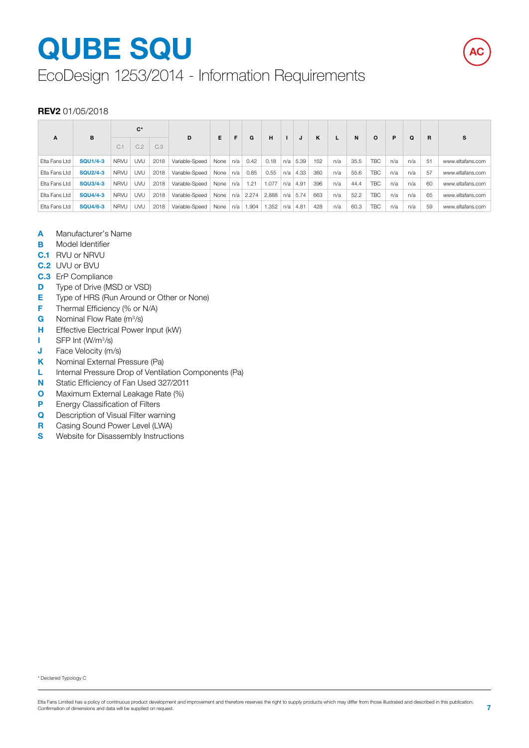# QUBE SQU

## EcoDesign 1253/2014 - Information Requirements

**REV2** 01/05/2018

| A | B | C* | | | D | E | F | G | H | I | J | K | L | N | O | P | Q | R | S |
|---|---|---|---|---|---|---|---|---|---|---|---|---|---|---|---|---|---|---|---|
| | | C.1 | C.2 | C.3 | | | | | | | | | | | | | | | |
| Elta Fans Ltd | **SQU1/4-3** | NRVU | UVU | 2018 | Variable-Speed | None | n/a | 0.42 | 0.18 | n/a | 5.39 | 152 | n/a | 35.5 | TBC | n/a | n/a | 51 | www.eltafans.com |
| Elta Fans Ltd | **SQU2/4-3** | NRVU | UVU | 2018 | Variable-Speed | None | n/a | 0.85 | 0.55 | n/a | 4.33 | 360 | n/a | 55.6 | TBC | n/a | n/a | 57 | www.eltafans.com |
| Elta Fans Ltd | **SQU3/4-3** | NRVU | UVU | 2018 | Variable-Speed | None | n/a | 1.21 | 1.077 | n/a | 4.91 | 396 | n/a | 44.4 | TBC | n/a | n/a | 60 | www.eltafans.com |
| Elta Fans Ltd | **SQU4/4-3** | NRVU | UVU | 2018 | Variable-Speed | None | n/a | 2.274 | 2.888 | n/a | 5.74 | 663 | n/a | 52.2 | TBC | n/a | n/a | 65 | www.eltafans.com |
| Elta Fans Ltd | **SQU4/6-3** | NRVU | UVU | 2018 | Variable-Speed | None | n/a | 1.904 | 1.352 | n/a | 4.81 | 428 | n/a | 60.3 | TBC | n/a | n/a | 59 | www.eltafans.com |

**A** Manufacturer's Name
**B** Model Identifier
**C.1** RVU or NRVU
**C.2** UVU or BVU
**C.3** ErP Compliance
**D** Type of Drive (MSD or VSD)
**E** Type of HRS (Run Around or Other or None)
**F** Thermal Efficiency (% or N/A)
**G** Nominal Flow Rate ($m^3/s$)
**H** Effective Electrical Power Input (kW)
**I** SFP Int ($W/m^3/s$)
**J** Face Velocity (m/s)
**K** Nominal External Pressure (Pa)
**L** Internal Pressure Drop of Ventilation Components (Pa)
**N** Static Efficiency of Fan Used 327/2011
**O** Maximum External Leakage Rate (%)
**P** Energy Classification of Filters
**Q** Description of Visual Filter warning
**R** Casing Sound Power Level (LWA)
**S** Website for Disassembly Instructions

* Declared Typology C

Elta Fans Limited has a policy of continuous product development and improvement and therefore reserves the right to supply products which may differ from those illustrated and described in this publication. Confirmation of dimensions and data will be supplied on request.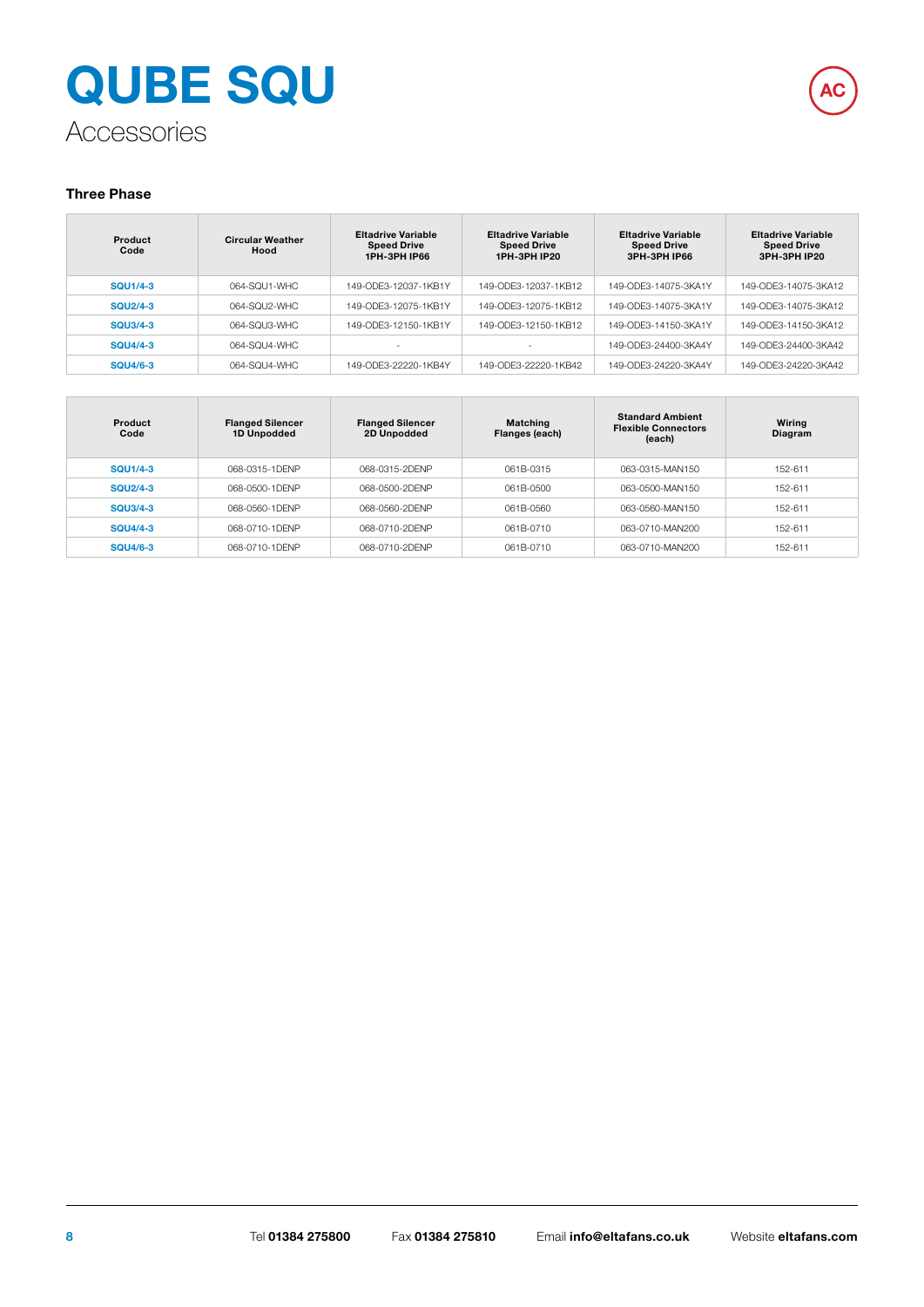# QUBE SQU

Accessories

AC

### Three Phase

| Product Code | Circular Weather Hood | Eltadrive Variable Speed Drive 1PH-3PH IP66 | Eltadrive Variable Speed Drive 1PH-3PH IP20 | Eltadrive Variable Speed Drive 3PH-3PH IP66 | Eltadrive Variable Speed Drive 3PH-3PH IP20 |
|---|---|---|---|---|---|
| SQU1/4-3 | 064-SQU1-WHC | 149-ODE3-12037-1KB1Y | 149-ODE3-12037-1KB12 | 149-ODE3-14075-3KA1Y | 149-ODE3-14075-3KA12 |
| SQU2/4-3 | 064-SQU2-WHC | 149-ODE3-12075-1KB1Y | 149-ODE3-12075-1KB12 | 149-ODE3-14075-3KA1Y | 149-ODE3-14075-3KA12 |
| SQU3/4-3 | 064-SQU3-WHC | 149-ODE3-12150-1KB1Y | 149-ODE3-12150-1KB12 | 149-ODE3-14150-3KA1Y | 149-ODE3-14150-3KA12 |
| SQU4/4-3 | 064-SQU4-WHC | - | - | 149-ODE3-24400-3KA4Y | 149-ODE3-24400-3KA42 |
| SQU4/6-3 | 064-SQU4-WHC | 149-ODE3-22220-1KB4Y | 149-ODE3-22220-1KB42 | 149-ODE3-24220-3KA4Y | 149-ODE3-24220-3KA42 |

| Product Code | Flanged Silencer 1D Unpodded | Flanged Silencer 2D Unpodded | Matching Flanges (each) | Standard Ambient Flexible Connectors (each) | Wiring Diagram |
|---|---|---|---|---|---|
| SQU1/4-3 | 068-0315-1DENP | 068-0315-2DENP | 061B-0315 | 063-0315-MAN150 | 152-611 |
| SQU2/4-3 | 068-0500-1DENP | 068-0500-2DENP | 061B-0500 | 063-0500-MAN150 | 152-611 |
| SQU3/4-3 | 068-0560-1DENP | 068-0560-2DENP | 061B-0560 | 063-0560-MAN150 | 152-611 |
| SQU4/4-3 | 068-0710-1DENP | 068-0710-2DENP | 061B-0710 | 063-0710-MAN200 | 152-611 |
| SQU4/6-3 | 068-0710-1DENP | 068-0710-2DENP | 061B-0710 | 063-0710-MAN200 | 152-611 |

Tel **01384 275800** Fax **01384 275810** Email **info@eltafans.co.uk** Website **eltafans.com**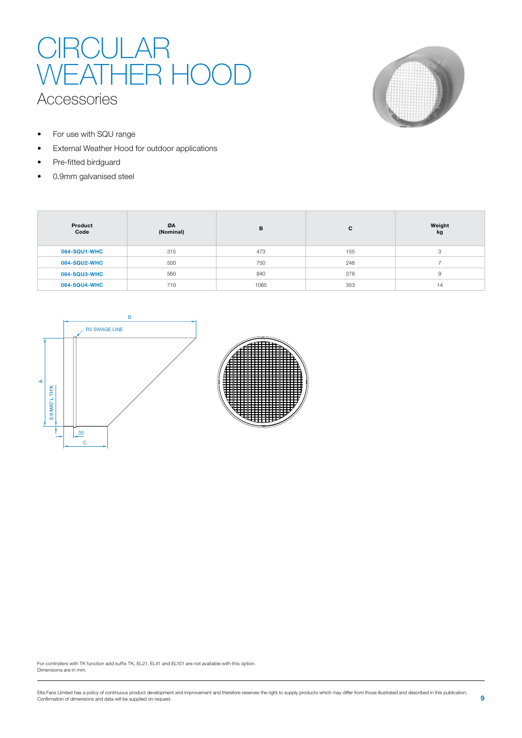# CIRCULAR WEATHER HOOD

## Accessories

- For use with SQU range
- External Weather Hood for outdoor applications
- Pre-fitted birdguard
- 0.9mm galvanised steel

| Product Code | ØA (Nominal) | B | C | Weight kg |
|---|---|---|---|---|
| 064-SQU1-WHC | 315 | 473 | 155 | 3 |
| 064-SQU2-WHC | 500 | 750 | 248 | 7 |
| 064-SQU3-WHC | 560 | 840 | 278 | 9 |
| 064-SQU4-WHC | 710 | 1065 | 353 | 14 |

B

R5 SWAGE LINE

A

0.9 MAT'L TH'K

35

C

For controllers with TK function add suffix TK, EL21, EL41 and EL101 are not available with this option.
Dimensions are in mm.

Elta Fans Limited has a policy of continuous product development and improvement and therefore reserves the right to supply products which may differ from those illustrated and described in this publication. Confirmation of dimensions and data will be supplied on request.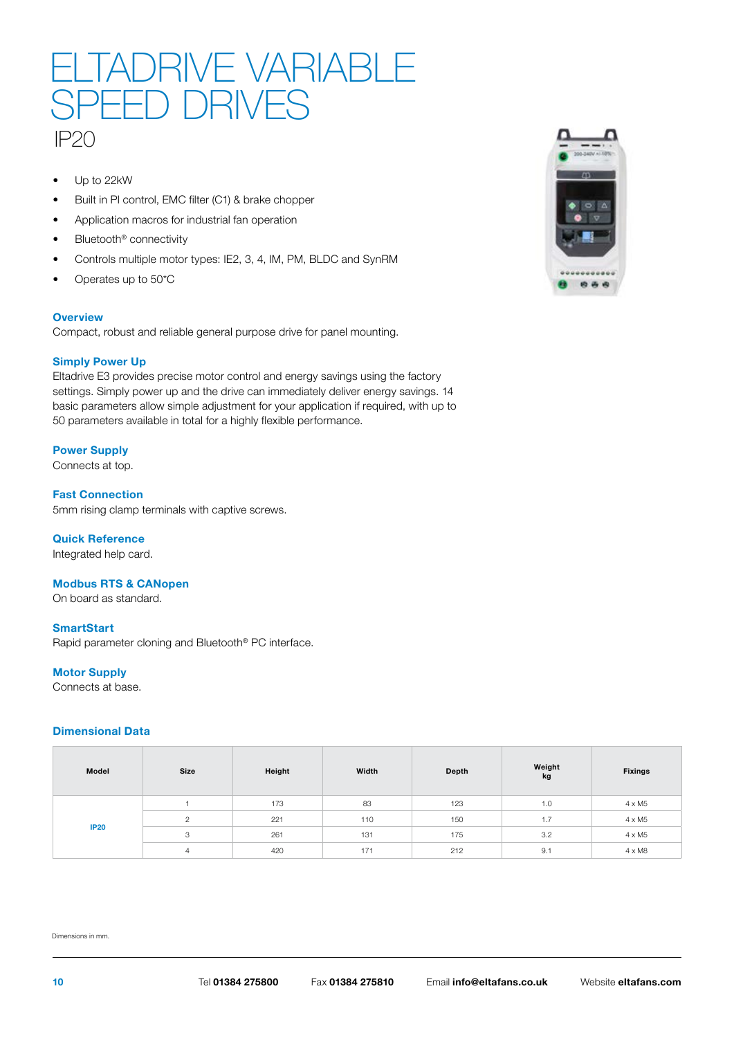# ELTADRIVE VARIABLE SPEED DRIVES

## IP20

- Up to 22kW
- Built in PI control, EMC filter (C1) & brake chopper
- Application macros for industrial fan operation
- Bluetooth® connectivity
- Controls multiple motor types: IE2, 3, 4, IM, PM, BLDC and SynRM
- Operates up to 50°C

### Overview

Compact, robust and reliable general purpose drive for panel mounting.

### Simply Power Up

Eltadrive E3 provides precise motor control and energy savings using the factory settings. Simply power up and the drive can immediately deliver energy savings. 14 basic parameters allow simple adjustment for your application if required, with up to 50 parameters available in total for a highly flexible performance.

### Power Supply

Connects at top.

### Fast Connection

5mm rising clamp terminals with captive screws.

### Quick Reference

Integrated help card.

### Modbus RTS & CANopen

On board as standard.

### SmartStart

Rapid parameter cloning and Bluetooth® PC interface.

### Motor Supply

Connects at base.

### Dimensional Data

| Model | Size | Height | Width | Depth | Weight kg | Fixings |
|---|---|---|---|---|---|---|
| IP20 | 1 | 173 | 83 | 123 | 1.0 | 4 x M5 |
| | 2 | 221 | 110 | 150 | 1.7 | 4 x M5 |
| | 3 | 261 | 131 | 175 | 3.2 | 4 x M5 |
| | 4 | 420 | 171 | 212 | 9.1 | 4 x M8 |

Dimensions in mm.

Tel **01384 275800** Fax **01384 275810** Email **info@eltafans.co.uk** Website **eltafans.com**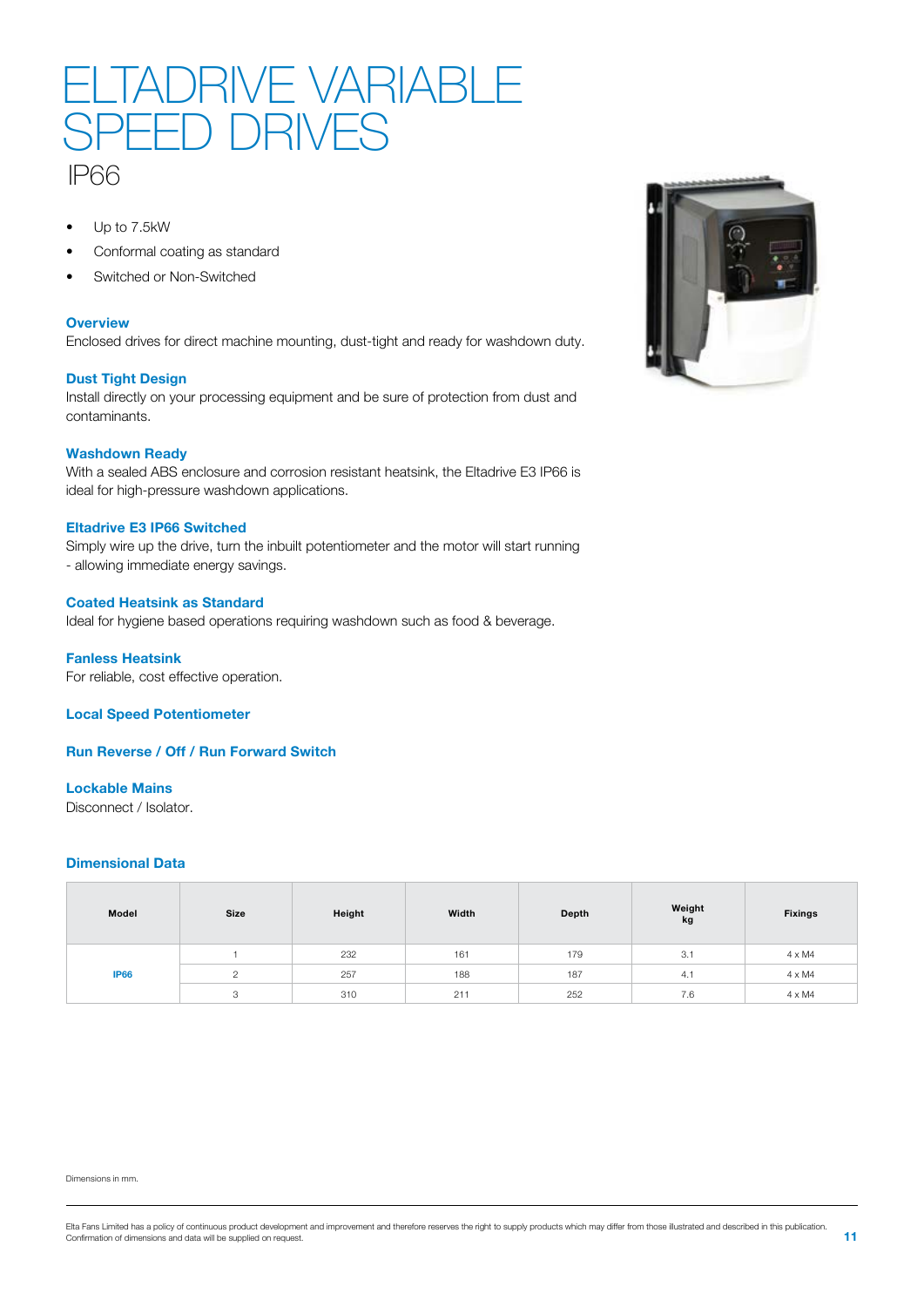# ELTADRIVE VARIABLE SPEED DRIVES

## IP66

- Up to 7.5kW
- Conformal coating as standard
- Switched or Non-Switched

### Overview

Enclosed drives for direct machine mounting, dust-tight and ready for washdown duty.

### Dust Tight Design

Install directly on your processing equipment and be sure of protection from dust and contaminants.

### Washdown Ready

With a sealed ABS enclosure and corrosion resistant heatsink, the Eltadrive E3 IP66 is ideal for high-pressure washdown applications.

### Eltadrive E3 IP66 Switched

Simply wire up the drive, turn the inbuilt potentiometer and the motor will start running - allowing immediate energy savings.

### Coated Heatsink as Standard

Ideal for hygiene based operations requiring washdown such as food & beverage.

### Fanless Heatsink

For reliable, cost effective operation.

### Local Speed Potentiometer

### Run Reverse / Off / Run Forward Switch

### Lockable Mains

Disconnect / Isolator.

### Dimensional Data

| Model | Size | Height | Width | Depth | Weight kg | Fixings |
|---|---|---|---|---|---|---|
| IP66 | 1 | 232 | 161 | 179 | 3.1 | 4 x M4 |
| | 2 | 257 | 188 | 187 | 4.1 | 4 x M4 |
| | 3 | 310 | 211 | 252 | 7.6 | 4 x M4 |

Dimensions in mm.

Elta Fans Limited has a policy of continuous product development and improvement and therefore reserves the right to supply products which may differ from those illustrated and described in this publication. Confirmation of dimensions and data will be supplied on request.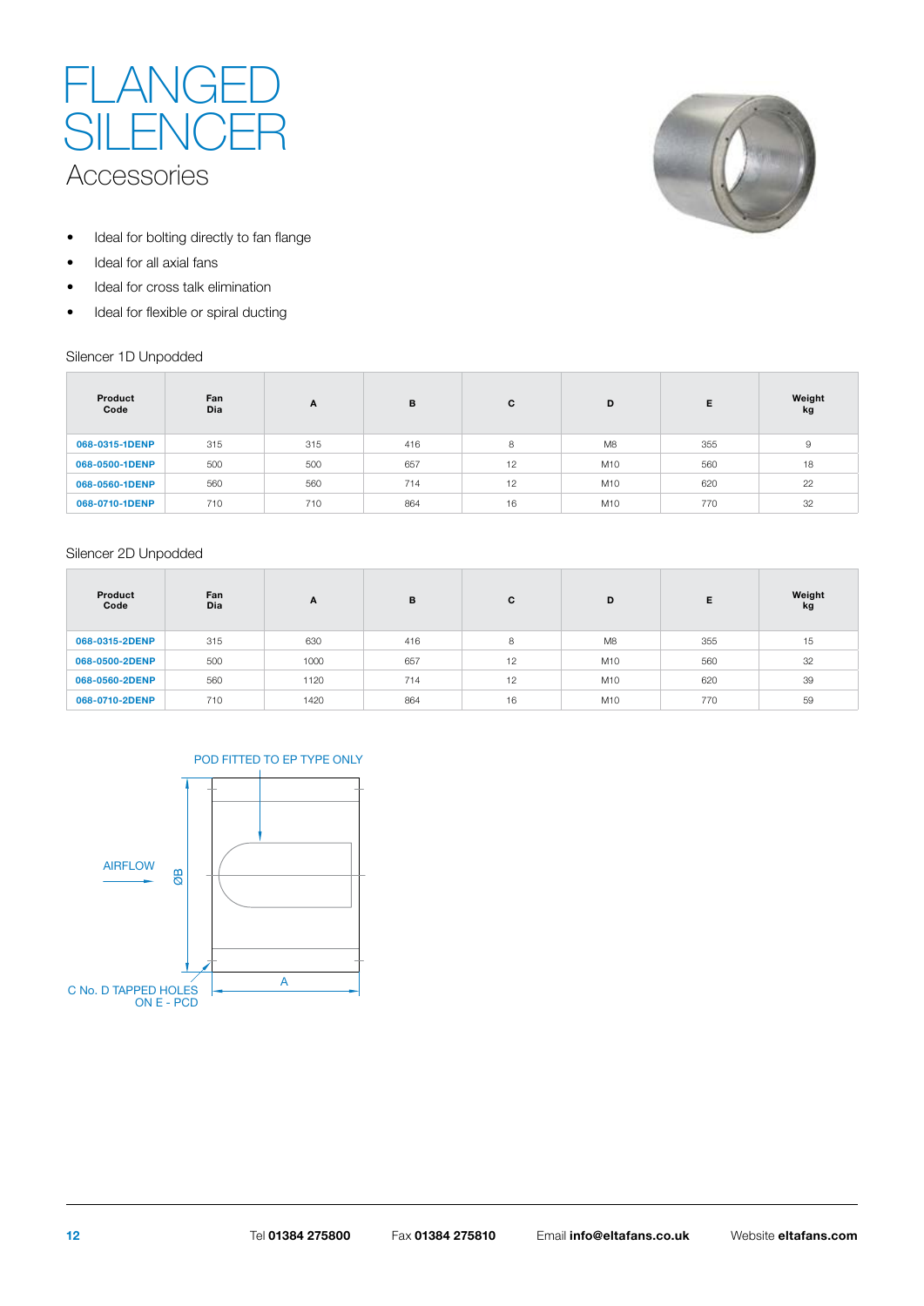# FLANGED SILENCER

## Accessories

- Ideal for bolting directly to fan flange
- Ideal for all axial fans
- Ideal for cross talk elimination
- Ideal for flexible or spiral ducting

Silencer 1D Unpodded

| Product Code | Fan Dia | A | B | C | D | E | Weight kg |
|---|---|---|---|---|---|---|---|
| 068-0315-1DENP | 315 | 315 | 416 | 8 | M8 | 355 | 9 |
| 068-0500-1DENP | 500 | 500 | 657 | 12 | M10 | 560 | 18 |
| 068-0560-1DENP | 560 | 560 | 714 | 12 | M10 | 620 | 22 |
| 068-0710-1DENP | 710 | 710 | 864 | 16 | M10 | 770 | 32 |

Silencer 2D Unpodded

| Product Code | Fan Dia | A | B | C | D | E | Weight kg |
|---|---|---|---|---|---|---|---|
| 068-0315-2DENP | 315 | 630 | 416 | 8 | M8 | 355 | 15 |
| 068-0500-2DENP | 500 | 1000 | 657 | 12 | M10 | 560 | 32 |
| 068-0560-2DENP | 560 | 1120 | 714 | 12 | M10 | 620 | 39 |
| 068-0710-2DENP | 710 | 1420 | 864 | 16 | M10 | 770 | 59 |

POD FITTED TO EP TYPE ONLY

AIRFLOW

ØB

A

C No. D TAPPED HOLES ON E - PCD

Tel **01384 275800** Fax **01384 275810** Email **info@eltafans.co.uk** Website **eltafans.com**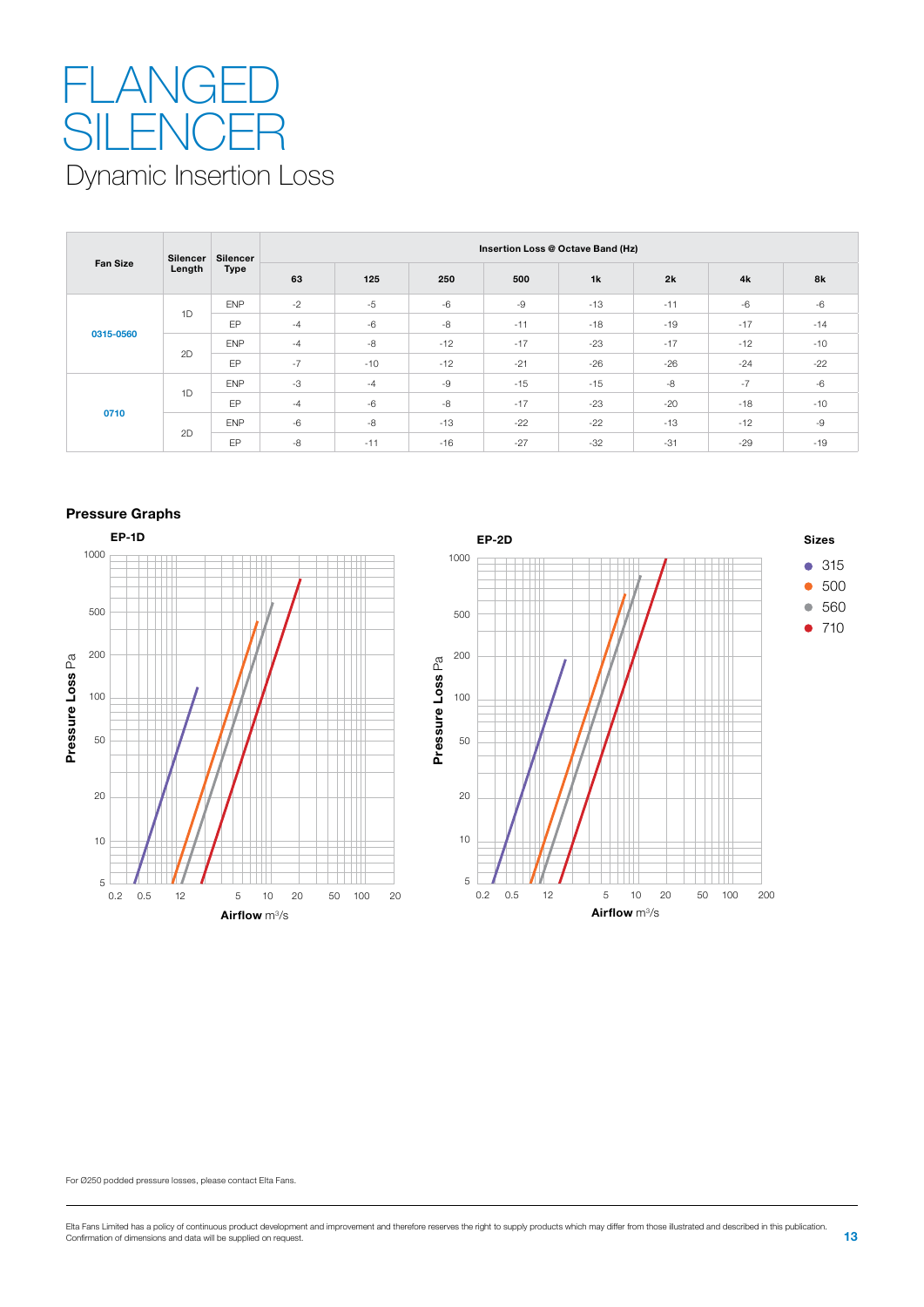# FLANGED SILENCER

## Dynamic Insertion Loss

| Fan Size | Silencer Length | Silencer Type | Insertion Loss @ Octave Band (Hz) | | | | | | | |
|---|---|---|---|---|---|---|---|---|---|---|
| | | | 63 | 125 | 250 | 500 | 1k | 2k | 4k | 8k |
| 0315-0560 | 1D | ENP | -2 | -5 | -6 | -9 | -13 | -11 | -6 | -6 |
| | | EP | -4 | -6 | -8 | -11 | -18 | -19 | -17 | -14 |
| | 2D | ENP | -4 | -8 | -12 | -17 | -23 | -17 | -12 | -10 |
| | | EP | -7 | -10 | -12 | -21 | -26 | -26 | -24 | -22 |
| 0710 | 1D | ENP | -3 | -4 | -9 | -15 | -15 | -8 | -7 | -6 |
| | | EP | -4 | -6 | -8 | -17 | -23 | -20 | -18 | -10 |
| | 2D | ENP | -6 | -8 | -13 | -22 | -22 | -13 | -12 | -9 |
| | | EP | -8 | -11 | -16 | -27 | -32 | -31 | -29 | -19 |

### Pressure Graphs

**EP-1D**

Pressure Loss Pa (5 – 1000) vs Airflow m³/s (0.2 – 200)

**EP-2D**

Pressure Loss Pa (5 – 1000) vs Airflow m³/s (0.2 – 200)

**Sizes**
- 315
- 500
- 560
- 710

For Ø250 podded pressure losses, please contact Elta Fans.

Elta Fans Limited has a policy of continuous product development and improvement and therefore reserves the right to supply products which may differ from those illustrated and described in this publication. Confirmation of dimensions and data will be supplied on request.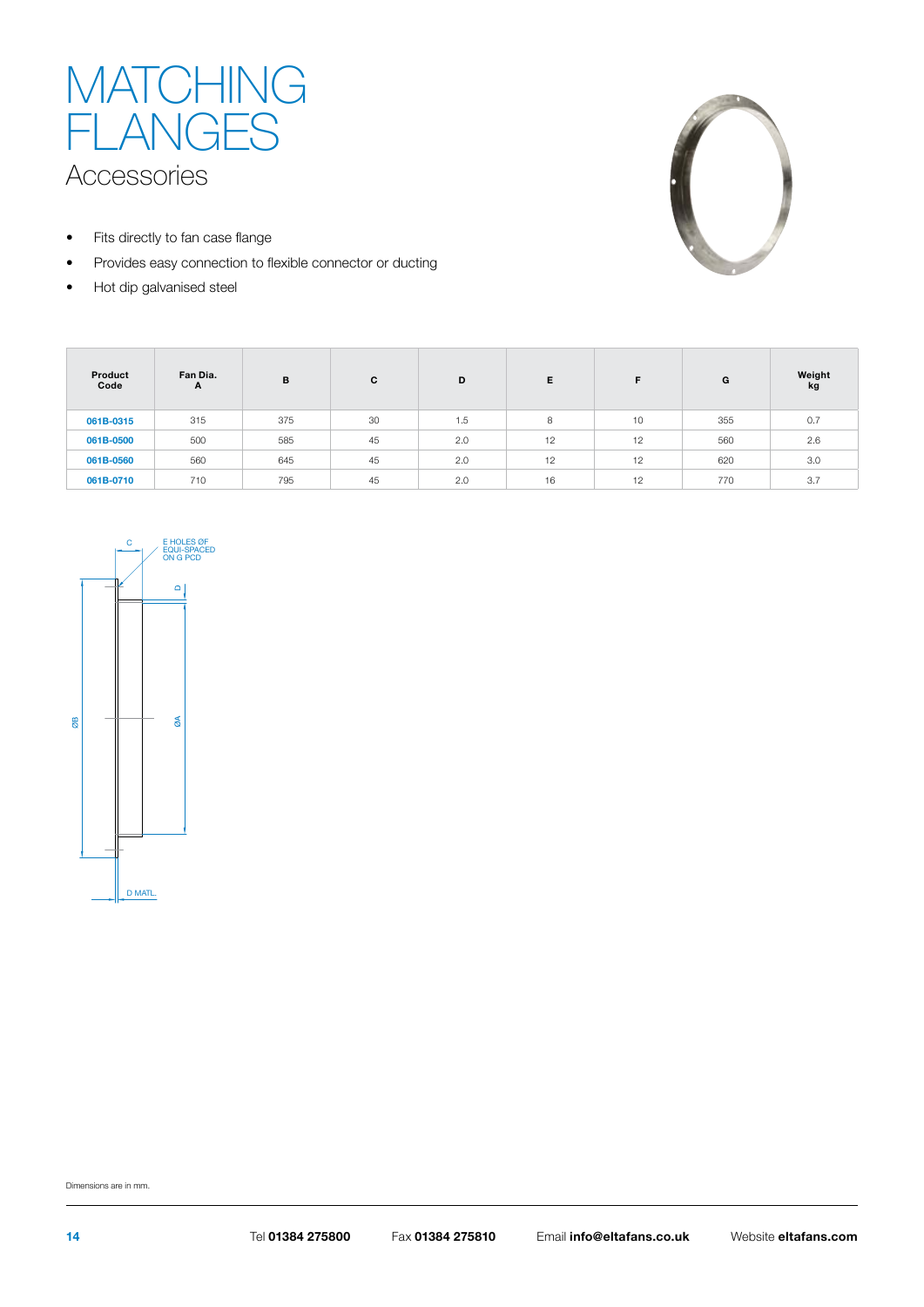# MATCHING FLANGES

## Accessories

- Fits directly to fan case flange
- Provides easy connection to flexible connector or ducting
- Hot dip galvanised steel

| Product Code | Fan Dia. A | B | C | D | E | F | G | Weight kg |
|---|---|---|---|---|---|---|---|---|
| 061B-0315 | 315 | 375 | 30 | 1.5 | 8 | 10 | 355 | 0.7 |
| 061B-0500 | 500 | 585 | 45 | 2.0 | 12 | 12 | 560 | 2.6 |
| 061B-0560 | 560 | 645 | 45 | 2.0 | 12 | 12 | 620 | 3.0 |
| 061B-0710 | 710 | 795 | 45 | 2.0 | 16 | 12 | 770 | 3.7 |

C

E HOLES ØF
EQUI-SPACED
ON G PCD

D

ØB

ØA

D MATL.

Dimensions are in mm.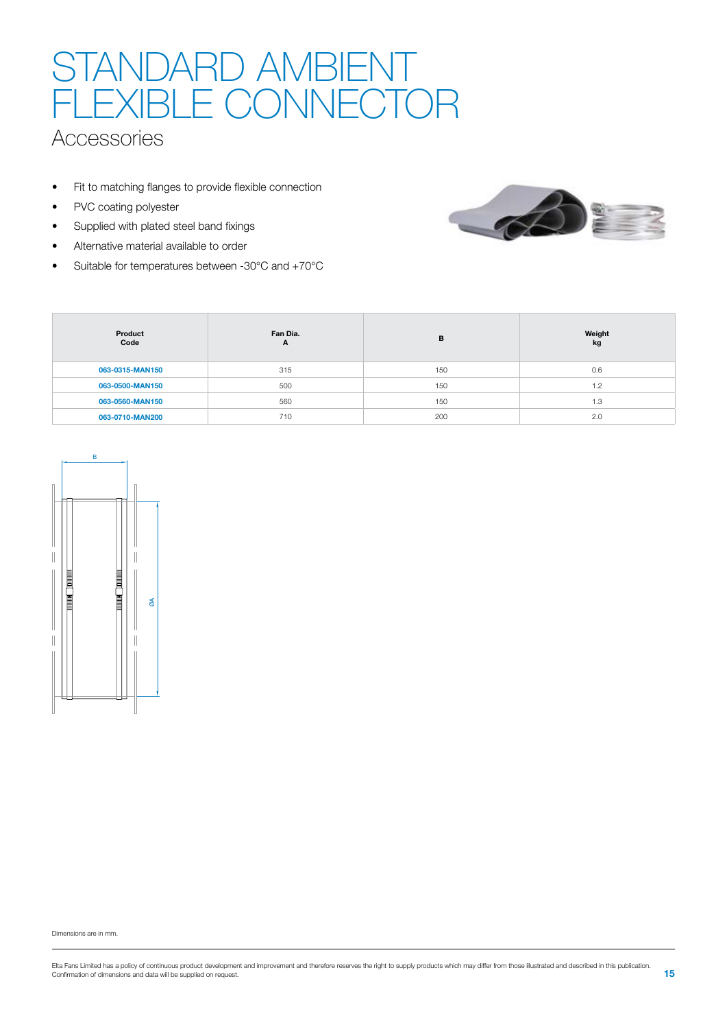# STANDARD AMBIENT FLEXIBLE CONNECTOR

## Accessories

- Fit to matching flanges to provide flexible connection
- PVC coating polyester
- Supplied with plated steel band fixings
- Alternative material available to order
- Suitable for temperatures between -30°C and +70°C

| Product Code | Fan Dia. A | B | Weight kg |
|---|---|---|---|
| 063-0315-MAN150 | 315 | 150 | 0.6 |
| 063-0500-MAN150 | 500 | 150 | 1.2 |
| 063-0560-MAN150 | 560 | 150 | 1.3 |
| 063-0710-MAN200 | 710 | 200 | 2.0 |

B

ØA

Dimensions are in mm.

Elta Fans Limited has a policy of continuous product development and improvement and therefore reserves the right to supply products which may differ from those illustrated and described in this publication. Confirmation of dimensions and data will be supplied on request.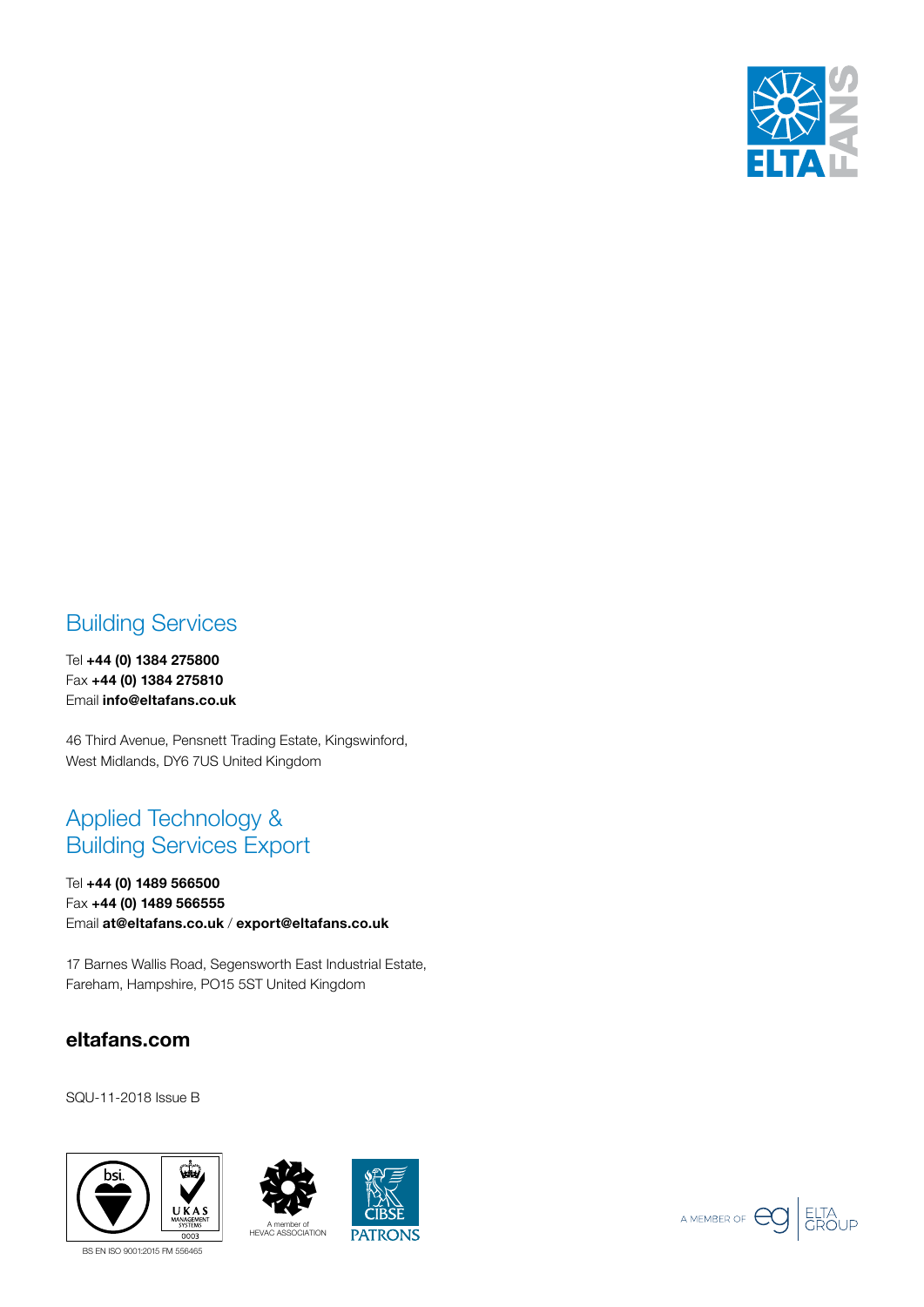## Building Services

Tel **+44 (0) 1384 275800**
Fax **+44 (0) 1384 275810**
Email **info@eltafans.co.uk**

46 Third Avenue, Pensnett Trading Estate, Kingswinford,
West Midlands, DY6 7US United Kingdom

## Applied Technology & Building Services Export

Tel **+44 (0) 1489 566500**
Fax **+44 (0) 1489 566555**
Email **at@eltafans.co.uk** / **export@eltafans.co.uk**

17 Barnes Wallis Road, Segensworth East Industrial Estate,
Fareham, Hampshire, PO15 5ST United Kingdom

**eltafans.com**

SQU-11-2018 Issue B

BS EN ISO 9001:2015 FM 556465

A member of HEVAC ASSOCIATION

CIBSE PATRONS

A MEMBER OF ELTA GROUP